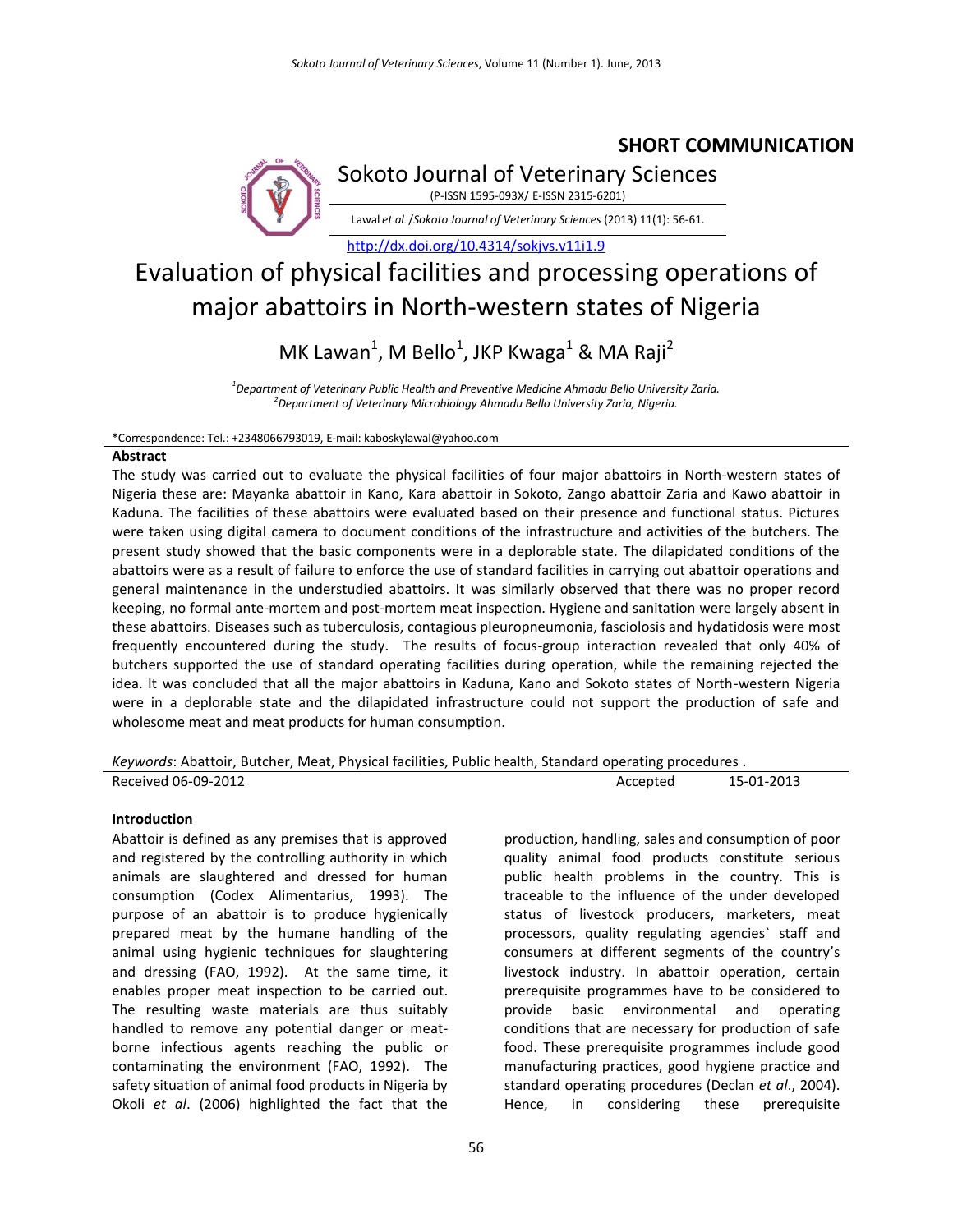**SHORT COMMUNICATION**

Sokoto Journal of Veterinary Sciences

(P-ISSN 1595-093X/ E-ISSN 2315-6201)

Lawal *et al.* /*Sokoto Journal of Veterinary Sciences* (2013) 11(1): 56-61.

http://dx.doi.org/10.4314/sokjvs.v11i1.9

# Evaluation of physical facilities and processing operations of major abattoirs in North-western states of Nigeria

MK Lawan[1], M Bello[1], JKP Kwaga[1] & MA Raji[2]

[1]*Department of Veterinary Public Health and Preventive Medicine Ahmadu Bello University Zaria.*
[2]*Department of Veterinary Microbiology Ahmadu Bello University Zaria, Nigeria.*

*Correspondence: Tel.: +2348066793019, E-mail: kaboskylawal@yahoo.com

## Abstract

The study was carried out to evaluate the physical facilities of four major abattoirs in North-western states of Nigeria these are: Mayanka abattoir in Kano, Kara abattoir in Sokoto, Zango abattoir Zaria and Kawo abattoir in Kaduna. The facilities of these abattoirs were evaluated based on their presence and functional status. Pictures were taken using digital camera to document conditions of the infrastructure and activities of the butchers. The present study showed that the basic components were in a deplorable state. The dilapidated conditions of the abattoirs were as a result of failure to enforce the use of standard facilities in carrying out abattoir operations and general maintenance in the understudied abattoirs. It was similarly observed that there was no proper record keeping, no formal ante-mortem and post-mortem meat inspection. Hygiene and sanitation were largely absent in these abattoirs. Diseases such as tuberculosis, contagious pleuropneumonia, fasciolosis and hydatidosis were most frequently encountered during the study. The results of focus-group interaction revealed that only 40% of butchers supported the use of standard operating facilities during operation, while the remaining rejected the idea. It was concluded that all the major abattoirs in Kaduna, Kano and Sokoto states of North-western Nigeria were in a deplorable state and the dilapidated infrastructure could not support the production of safe and wholesome meat and meat products for human consumption.

*Keywords*: Abattoir, Butcher, Meat, Physical facilities, Public health, Standard operating procedures .

Received 06-09-2012 Accepted 15-01-2013

## Introduction

Abattoir is defined as any premises that is approved and registered by the controlling authority in which animals are slaughtered and dressed for human consumption (Codex Alimentarius, 1993). The purpose of an abattoir is to produce hygienically prepared meat by the humane handling of the animal using hygienic techniques for slaughtering and dressing (FAO, 1992). At the same time, it enables proper meat inspection to be carried out. The resulting waste materials are thus suitably handled to remove any potential danger or meat-borne infectious agents reaching the public or contaminating the environment (FAO, 1992). The safety situation of animal food products in Nigeria by Okoli *et al*. (2006) highlighted the fact that the production, handling, sales and consumption of poor quality animal food products constitute serious public health problems in the country. This is traceable to the influence of the under developed status of livestock producers, marketers, meat processors, quality regulating agencies` staff and consumers at different segments of the country's livestock industry. In abattoir operation, certain prerequisite programmes have to be considered to provide basic environmental and operating conditions that are necessary for production of safe food. These prerequisite programmes include good manufacturing practices, good hygiene practice and standard operating procedures (Declan *et al*., 2004). Hence, in considering these prerequisite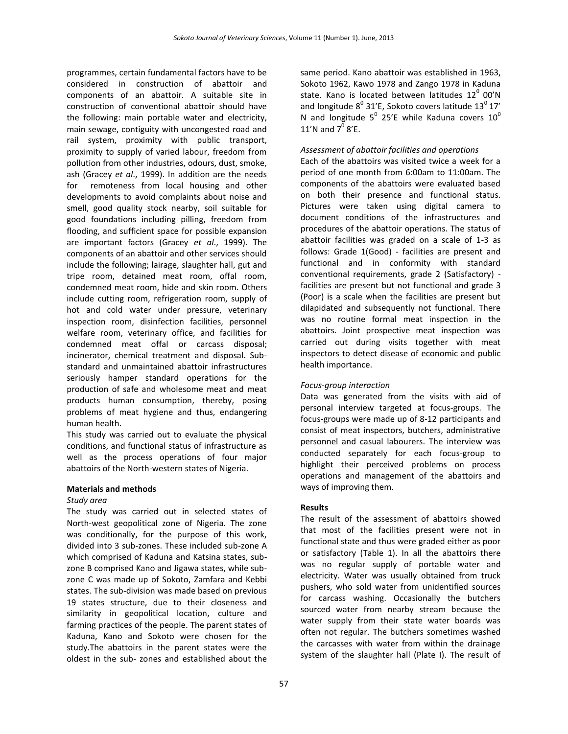programmes, certain fundamental factors have to be considered in construction of abattoir and components of an abattoir. A suitable site in construction of conventional abattoir should have the following: main portable water and electricity, main sewage, contiguity with uncongested road and rail system, proximity with public transport, proximity to supply of varied labour, freedom from pollution from other industries, odours, dust, smoke, ash (Gracey *et al*., 1999). In addition are the needs for remoteness from local housing and other developments to avoid complaints about noise and smell, good quality stock nearby, soil suitable for good foundations including pilling, freedom from flooding, and sufficient space for possible expansion are important factors (Gracey *et al*., 1999). The components of an abattoir and other services should include the following; lairage, slaughter hall, gut and tripe room, detained meat room, offal room, condemned meat room, hide and skin room. Others include cutting room, refrigeration room, supply of hot and cold water under pressure, veterinary inspection room, disinfection facilities, personnel welfare room, veterinary office, and facilities for condemned meat offal or carcass disposal; incinerator, chemical treatment and disposal. Sub-standard and unmaintained abattoir infrastructures seriously hamper standard operations for the production of safe and wholesome meat and meat products human consumption, thereby, posing problems of meat hygiene and thus, endangering human health.

This study was carried out to evaluate the physical conditions, and functional status of infrastructure as well as the process operations of four major abattoirs of the North-western states of Nigeria.

## Materials and methods

*Study area*

The study was carried out in selected states of North-west geopolitical zone of Nigeria. The zone was conditionally, for the purpose of this work, divided into 3 sub-zones. These included sub-zone A which comprised of Kaduna and Katsina states, sub-zone B comprised Kano and Jigawa states, while sub-zone C was made up of Sokoto, Zamfara and Kebbi states. The sub-division was made based on previous 19 states structure, due to their closeness and similarity in geopolitical location, culture and farming practices of the people. The parent states of Kaduna, Kano and Sokoto were chosen for the study.The abattoirs in the parent states were the oldest in the sub- zones and established about the same period. Kano abattoir was established in 1963, Sokoto 1962, Kawo 1978 and Zango 1978 in Kaduna state. Kano is located between latitudes $12^0$ 00'N and longitude $8^0$ 31'E, Sokoto covers latitude $13^0$ 17' N and longitude $5^0$ 25'E while Kaduna covers $10^0$ 11'N and $7^0$ 8'E.

*Assessment of abattoir facilities and operations*

Each of the abattoirs was visited twice a week for a period of one month from 6:00am to 11:00am. The components of the abattoirs were evaluated based on both their presence and functional status. Pictures were taken using digital camera to document conditions of the infrastructures and procedures of the abattoir operations. The status of abattoir facilities was graded on a scale of 1-3 as follows: Grade 1(Good) - facilities are present and functional and in conformity with standard conventional requirements, grade 2 (Satisfactory) - facilities are present but not functional and grade 3 (Poor) is a scale when the facilities are present but dilapidated and subsequently not functional. There was no routine formal meat inspection in the abattoirs. Joint prospective meat inspection was carried out during visits together with meat inspectors to detect disease of economic and public health importance.

*Focus-group interaction*

Data was generated from the visits with aid of personal interview targeted at focus-groups. The focus-groups were made up of 8-12 participants and consist of meat inspectors, butchers, administrative personnel and casual labourers. The interview was conducted separately for each focus-group to highlight their perceived problems on process operations and management of the abattoirs and ways of improving them.

## Results

The result of the assessment of abattoirs showed that most of the facilities present were not in functional state and thus were graded either as poor or satisfactory (Table 1). In all the abattoirs there was no regular supply of portable water and electricity. Water was usually obtained from truck pushers, who sold water from unidentified sources for carcass washing. Occasionally the butchers sourced water from nearby stream because the water supply from their state water boards was often not regular. The butchers sometimes washed the carcasses with water from within the drainage system of the slaughter hall (Plate I). The result of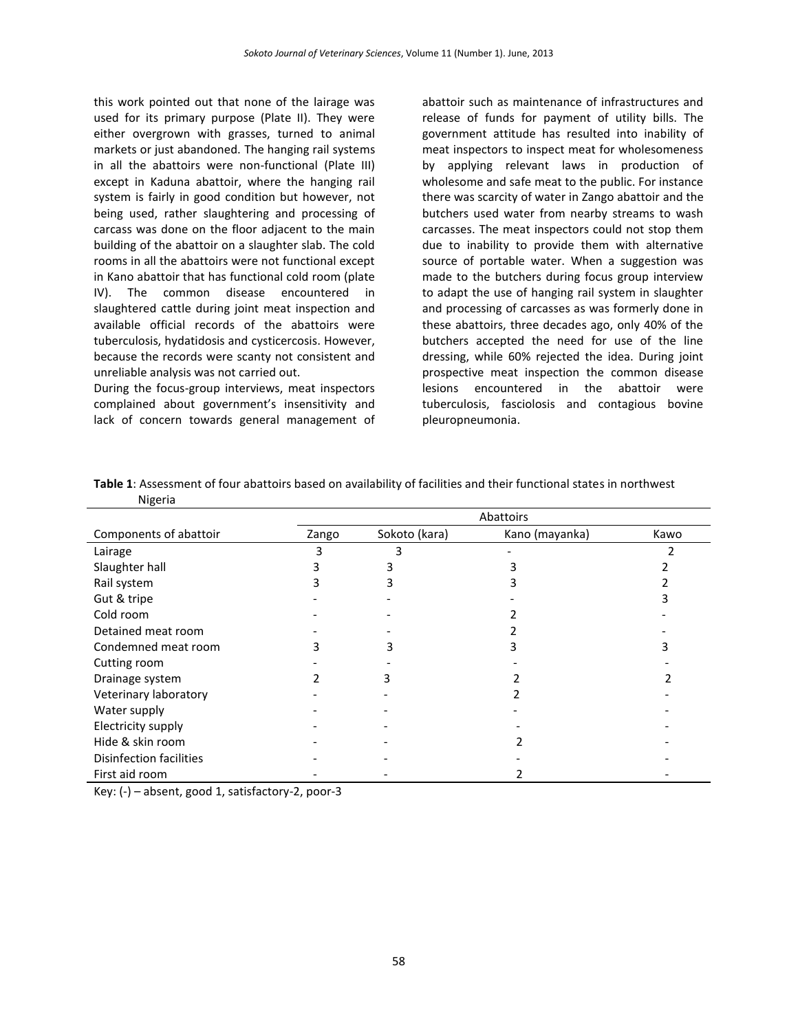this work pointed out that none of the lairage was used for its primary purpose (Plate II). They were either overgrown with grasses, turned to animal markets or just abandoned. The hanging rail systems in all the abattoirs were non-functional (Plate III) except in Kaduna abattoir, where the hanging rail system is fairly in good condition but however, not being used, rather slaughtering and processing of carcass was done on the floor adjacent to the main building of the abattoir on a slaughter slab. The cold rooms in all the abattoirs were not functional except in Kano abattoir that has functional cold room (plate IV). The common disease encountered in slaughtered cattle during joint meat inspection and available official records of the abattoirs were tuberculosis, hydatidosis and cysticercosis. However, because the records were scanty not consistent and unreliable analysis was not carried out.

During the focus-group interviews, meat inspectors complained about government's insensitivity and lack of concern towards general management of abattoir such as maintenance of infrastructures and release of funds for payment of utility bills. The government attitude has resulted into inability of meat inspectors to inspect meat for wholesomeness by applying relevant laws in production of wholesome and safe meat to the public. For instance there was scarcity of water in Zango abattoir and the butchers used water from nearby streams to wash carcasses. The meat inspectors could not stop them due to inability to provide them with alternative source of portable water. When a suggestion was made to the butchers during focus group interview to adapt the use of hanging rail system in slaughter and processing of carcasses as was formerly done in these abattoirs, three decades ago, only 40% of the butchers accepted the need for use of the line dressing, while 60% rejected the idea. During joint prospective meat inspection the common disease lesions encountered in the abattoir were tuberculosis, fasciolosis and contagious bovine pleuropneumonia.

**Table 1**: Assessment of four abattoirs based on availability of facilities and their functional states in northwest Nigeria

| | Abattoirs | | | |
|---|---|---|---|---|
| Components of abattoir | Zango | Sokoto (kara) | Kano (mayanka) | Kawo |
| Lairage | 3 | 3 | - | 2 |
| Slaughter hall | 3 | 3 | 3 | 2 |
| Rail system | 3 | 3 | 3 | 2 |
| Gut & tripe | - | - | - | 3 |
| Cold room | - | - | 2 | - |
| Detained meat room | - | - | 2 | - |
| Condemned meat room | 3 | 3 | 3 | 3 |
| Cutting room | - | - | - | - |
| Drainage system | 2 | 3 | 2 | 2 |
| Veterinary laboratory | - | - | 2 | - |
| Water supply | - | - | - | - |
| Electricity supply | - | - | - | - |
| Hide & skin room | - | - | 2 | - |
| Disinfection facilities | - | - | - | - |
| First aid room | - | - | 2 | - |

Key: (-) – absent, good 1, satisfactory-2, poor-3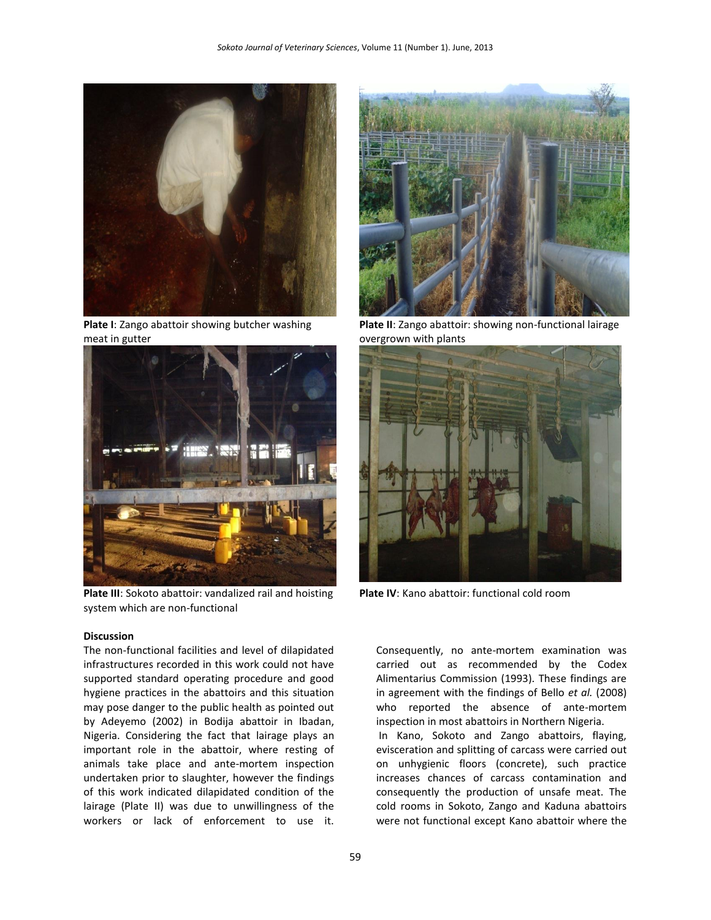**Plate I**: Zango abattoir showing butcher washing meat in gutter

**Plate II**: Zango abattoir: showing non-functional lairage overgrown with plants

**Plate III**: Sokoto abattoir: vandalized rail and hoisting system which are non-functional

**Plate IV**: Kano abattoir: functional cold room

**Discussion**

The non-functional facilities and level of dilapidated infrastructures recorded in this work could not have supported standard operating procedure and good hygiene practices in the abattoirs and this situation may pose danger to the public health as pointed out by Adeyemo (2002) in Bodija abattoir in Ibadan, Nigeria. Considering the fact that lairage plays an important role in the abattoir, where resting of animals take place and ante-mortem inspection undertaken prior to slaughter, however the findings of this work indicated dilapidated condition of the lairage (Plate II) was due to unwillingness of the workers or lack of enforcement to use it. Consequently, no ante-mortem examination was carried out as recommended by the Codex Alimentarius Commission (1993). These findings are in agreement with the findings of Bello *et al.* (2008) who reported the absence of ante-mortem inspection in most abattoirs in Northern Nigeria.

In Kano, Sokoto and Zango abattoirs, flaying, evisceration and splitting of carcass were carried out on unhygienic floors (concrete), such practice increases chances of carcass contamination and consequently the production of unsafe meat. The cold rooms in Sokoto, Zango and Kaduna abattoirs were not functional except Kano abattoir where the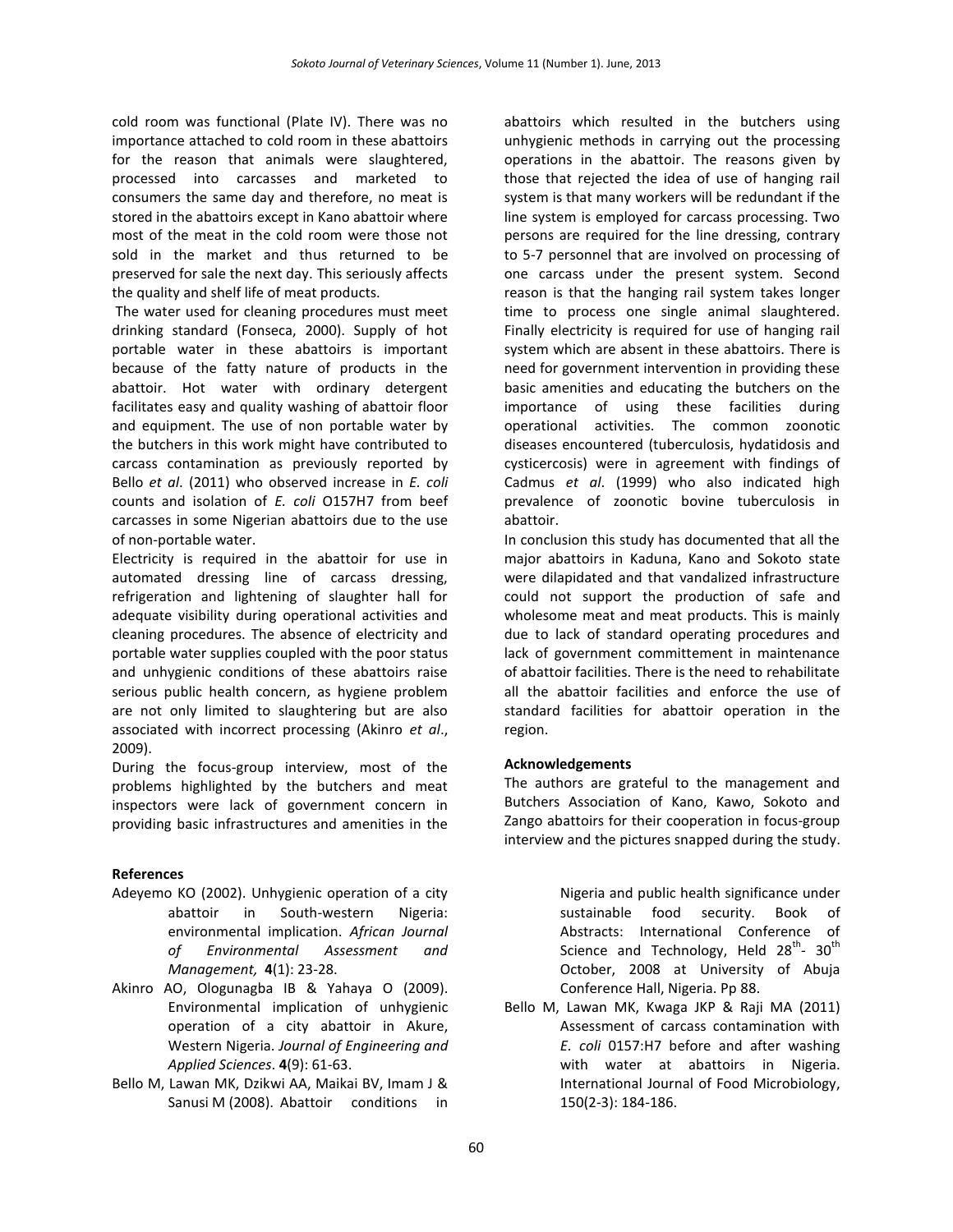cold room was functional (Plate IV). There was no importance attached to cold room in these abattoirs for the reason that animals were slaughtered, processed into carcasses and marketed to consumers the same day and therefore, no meat is stored in the abattoirs except in Kano abattoir where most of the meat in the cold room were those not sold in the market and thus returned to be preserved for sale the next day. This seriously affects the quality and shelf life of meat products.

The water used for cleaning procedures must meet drinking standard (Fonseca, 2000). Supply of hot portable water in these abattoirs is important because of the fatty nature of products in the abattoir. Hot water with ordinary detergent facilitates easy and quality washing of abattoir floor and equipment. The use of non portable water by the butchers in this work might have contributed to carcass contamination as previously reported by Bello *et al*. (2011) who observed increase in *E. coli* counts and isolation of *E. coli* O157H7 from beef carcasses in some Nigerian abattoirs due to the use of non-portable water.

Electricity is required in the abattoir for use in automated dressing line of carcass dressing, refrigeration and lightening of slaughter hall for adequate visibility during operational activities and cleaning procedures. The absence of electricity and portable water supplies coupled with the poor status and unhygienic conditions of these abattoirs raise serious public health concern, as hygiene problem are not only limited to slaughtering but are also associated with incorrect processing (Akinro *et al*., 2009).

During the focus-group interview, most of the problems highlighted by the butchers and meat inspectors were lack of government concern in providing basic infrastructures and amenities in the abattoirs which resulted in the butchers using unhygienic methods in carrying out the processing operations in the abattoir. The reasons given by those that rejected the idea of use of hanging rail system is that many workers will be redundant if the line system is employed for carcass processing. Two persons are required for the line dressing, contrary to 5-7 personnel that are involved on processing of one carcass under the present system. Second reason is that the hanging rail system takes longer time to process one single animal slaughtered. Finally electricity is required for use of hanging rail system which are absent in these abattoirs. There is need for government intervention in providing these basic amenities and educating the butchers on the importance of using these facilities during operational activities. The common zoonotic diseases encountered (tuberculosis, hydatidosis and cysticercosis) were in agreement with findings of Cadmus *et al*. (1999) who also indicated high prevalence of zoonotic bovine tuberculosis in abattoir.

In conclusion this study has documented that all the major abattoirs in Kaduna, Kano and Sokoto state were dilapidated and that vandalized infrastructure could not support the production of safe and wholesome meat and meat products. This is mainly due to lack of standard operating procedures and lack of government committement in maintenance of abattoir facilities. There is the need to rehabilitate all the abattoir facilities and enforce the use of standard facilities for abattoir operation in the region.

**Acknowledgements**

The authors are grateful to the management and Butchers Association of Kano, Kawo, Sokoto and Zango abattoirs for their cooperation in focus-group interview and the pictures snapped during the study.

**References**

Adeyemo KO (2002). Unhygienic operation of a city abattoir in South-western Nigeria: environmental implication. *African Journal of Environmental Assessment and Management,* **4**(1): 23-28.

Akinro AO, Ologunagba IB & Yahaya O (2009). Environmental implication of unhygienic operation of a city abattoir in Akure, Western Nigeria. *Journal of Engineering and Applied Sciences*. **4**(9): 61-63.

Bello M, Lawan MK, Dzikwi AA, Maikai BV, Imam J & Sanusi M (2008). Abattoir conditions in Nigeria and public health significance under sustainable food security. Book of Abstracts: International Conference of Science and Technology, Held 28th- 30th October, 2008 at University of Abuja Conference Hall, Nigeria. Pp 88.

Bello M, Lawan MK, Kwaga JKP & Raji MA (2011) Assessment of carcass contamination with *E. coli* 0157:H7 before and after washing with water at abattoirs in Nigeria. International Journal of Food Microbiology, 150(2-3): 184-186.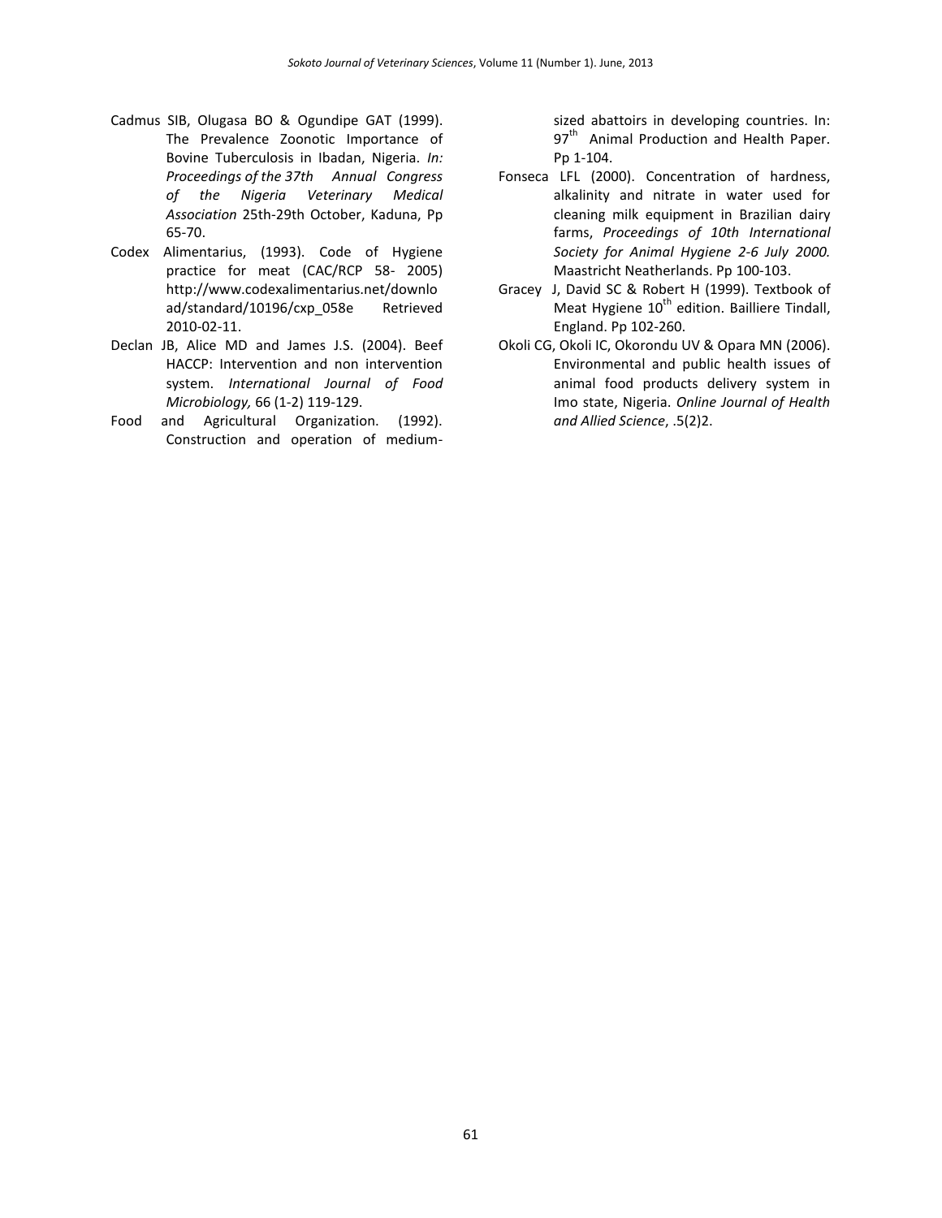Cadmus SIB, Olugasa BO & Ogundipe GAT (1999). The Prevalence Zoonotic Importance of Bovine Tuberculosis in Ibadan, Nigeria. *In: Proceedings of the 37th Annual Congress of the Nigeria Veterinary Medical Association* 25th-29th October, Kaduna, Pp 65-70.

Codex Alimentarius, (1993). Code of Hygiene practice for meat (CAC/RCP 58- 2005) http://www.codexalimentarius.net/download/standard/10196/cxp_058e Retrieved 2010-02-11.

Declan JB, Alice MD and James J.S. (2004). Beef HACCP: Intervention and non intervention system. *International Journal of Food Microbiology,* 66 (1-2) 119-129.

Food and Agricultural Organization. (1992). Construction and operation of medium-sized abattoirs in developing countries. In: 97th Animal Production and Health Paper. Pp 1-104.

Fonseca LFL (2000). Concentration of hardness, alkalinity and nitrate in water used for cleaning milk equipment in Brazilian dairy farms, *Proceedings of 10th International Society for Animal Hygiene 2-6 July 2000.* Maastricht Neatherlands. Pp 100-103.

Gracey J, David SC & Robert H (1999). Textbook of Meat Hygiene 10th edition. Bailliere Tindall, England. Pp 102-260.

Okoli CG, Okoli IC, Okorondu UV & Opara MN (2006). Environmental and public health issues of animal food products delivery system in Imo state, Nigeria. *Online Journal of Health and Allied Science*, .5(2)2.